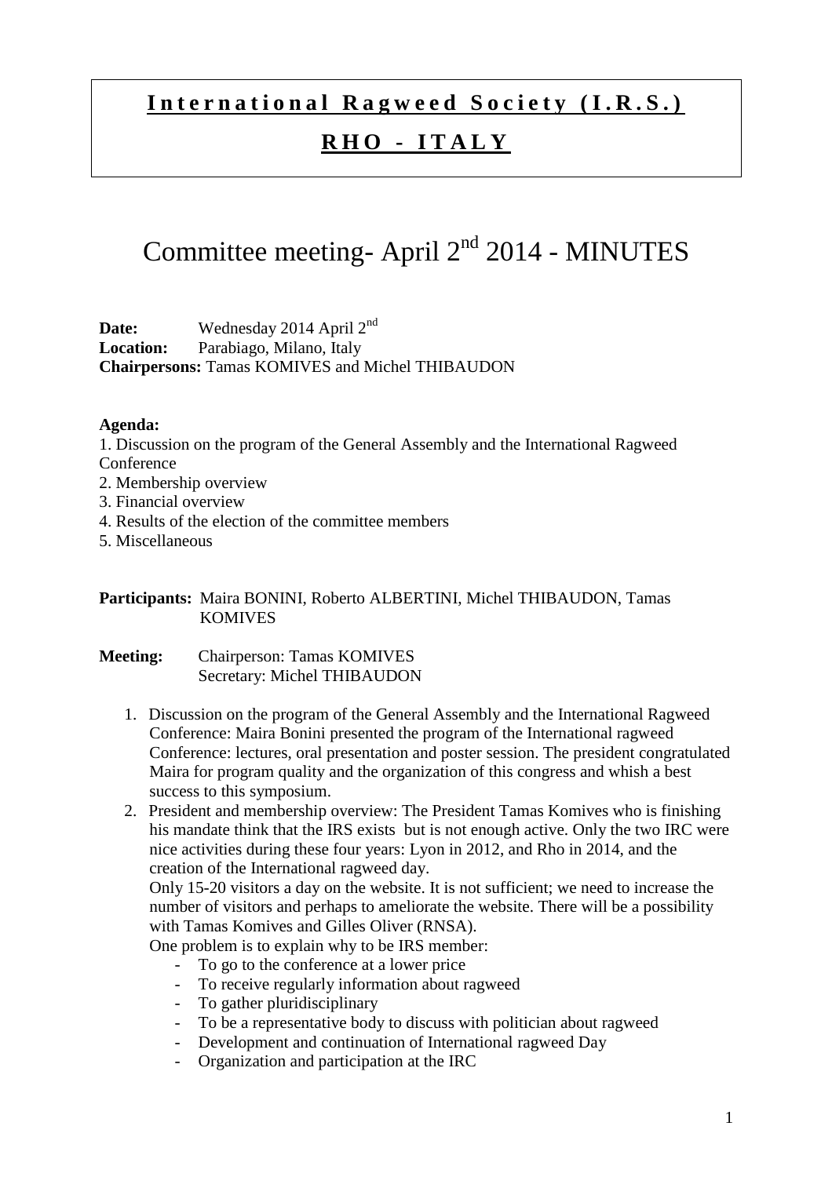**I n t e r n a t i o n a l  R a g w e e d  S o c i e t y  ( I . R . S . )**

**R H O  -  I T A L Y**

# Committee meeting- April 2[nd] 2014 - MINUTES

**Date:** Wednesday 2014 April 2[nd]
**Location:** Parabiago, Milano, Italy
**Chairpersons:** Tamas KOMIVES and Michel THIBAUDON

**Agenda:**
1. Discussion on the program of the General Assembly and the International Ragweed Conference
2. Membership overview
3. Financial overview
4. Results of the election of the committee members
5. Miscellaneous

**Participants:** Maira BONINI, Roberto ALBERTINI, Michel THIBAUDON, Tamas KOMIVES

**Meeting:** Chairperson: Tamas KOMIVES
Secretary: Michel THIBAUDON

1. Discussion on the program of the General Assembly and the International Ragweed Conference: Maira Bonini presented the program of the International ragweed Conference: lectures, oral presentation and poster session. The president congratulated Maira for program quality and the organization of this congress and whish a best success to this symposium.
2. President and membership overview: The President Tamas Komives who is finishing his mandate think that the IRS exists but is not enough active. Only the two IRC were nice activities during these four years: Lyon in 2012, and Rho in 2014, and the creation of the International ragweed day.
   Only 15-20 visitors a day on the website. It is not sufficient; we need to increase the number of visitors and perhaps to ameliorate the website. There will be a possibility with Tamas Komives and Gilles Oliver (RNSA).
   One problem is to explain why to be IRS member:
   - To go to the conference at a lower price
   - To receive regularly information about ragweed
   - To gather pluridisciplinary
   - To be a representative body to discuss with politician about ragweed
   - Development and continuation of International ragweed Day
   - Organization and participation at the IRC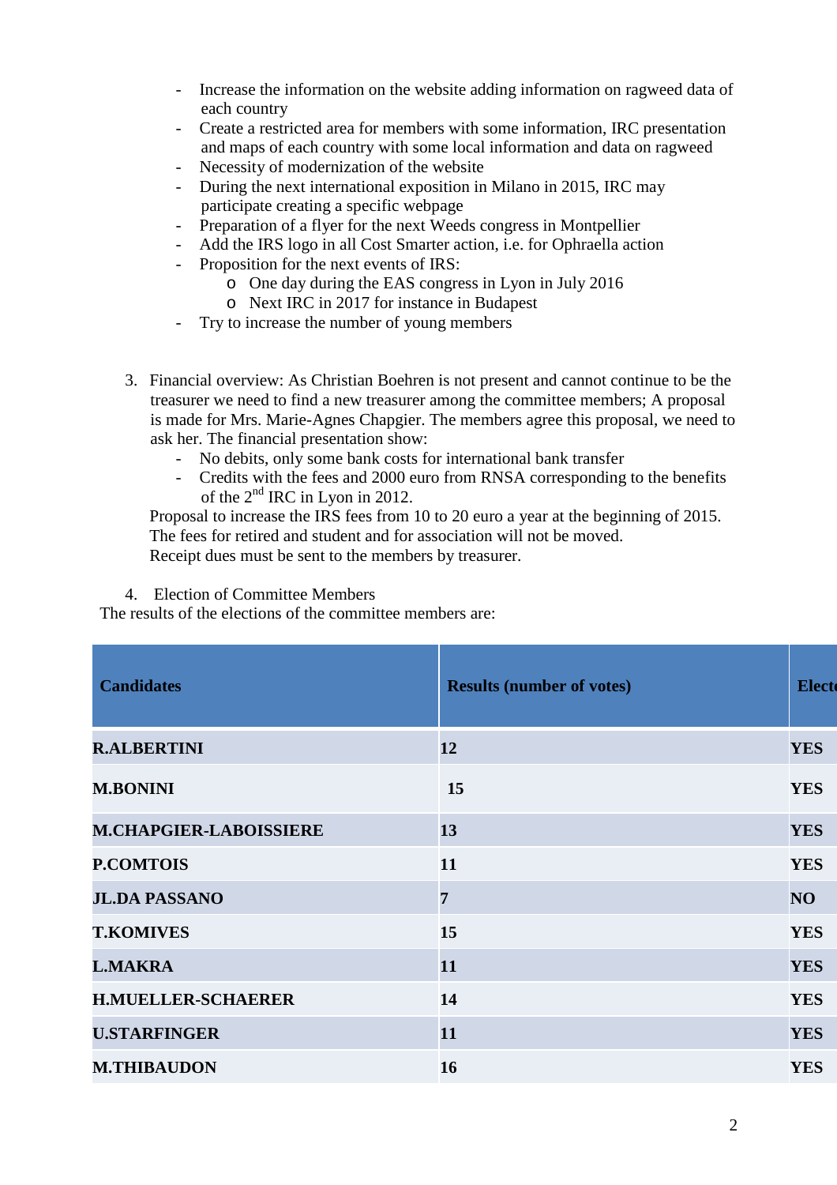- Increase the information on the website adding information on ragweed data of each country
- Create a restricted area for members with some information, IRC presentation and maps of each country with some local information and data on ragweed
- Necessity of modernization of the website
- During the next international exposition in Milano in 2015, IRC may participate creating a specific webpage
- Preparation of a flyer for the next Weeds congress in Montpellier
- Add the IRS logo in all Cost Smarter action, i.e. for Ophraella action
- Proposition for the next events of IRS:
  - One day during the EAS congress in Lyon in July 2016
  - Next IRC in 2017 for instance in Budapest
- Try to increase the number of young members

3. Financial overview: As Christian Boehren is not present and cannot continue to be the treasurer we need to find a new treasurer among the committee members; A proposal is made for Mrs. Marie-Agnes Chapgier. The members agree this proposal, we need to ask her. The financial presentation show:
   - No debits, only some bank costs for international bank transfer
   - Credits with the fees and 2000 euro from RNSA corresponding to the benefits of the 2nd IRC in Lyon in 2012.

   Proposal to increase the IRS fees from 10 to 20 euro a year at the beginning of 2015. The fees for retired and student and for association will not be moved.
   Receipt dues must be sent to the members by treasurer.

4. Election of Committee Members

The results of the elections of the committee members are:

| Candidates | Results (number of votes) | Elect |
|---|---|---|
| R.ALBERTINI | 12 | YES |
| M.BONINI | 15 | YES |
| M.CHAPGIER-LABOISSIERE | 13 | YES |
| P.COMTOIS | 11 | YES |
| JL.DA PASSANO | 7 | NO |
| T.KOMIVES | 15 | YES |
| L.MAKRA | 11 | YES |
| H.MUELLER-SCHAERER | 14 | YES |
| U.STARFINGER | 11 | YES |
| M.THIBAUDON | 16 | YES |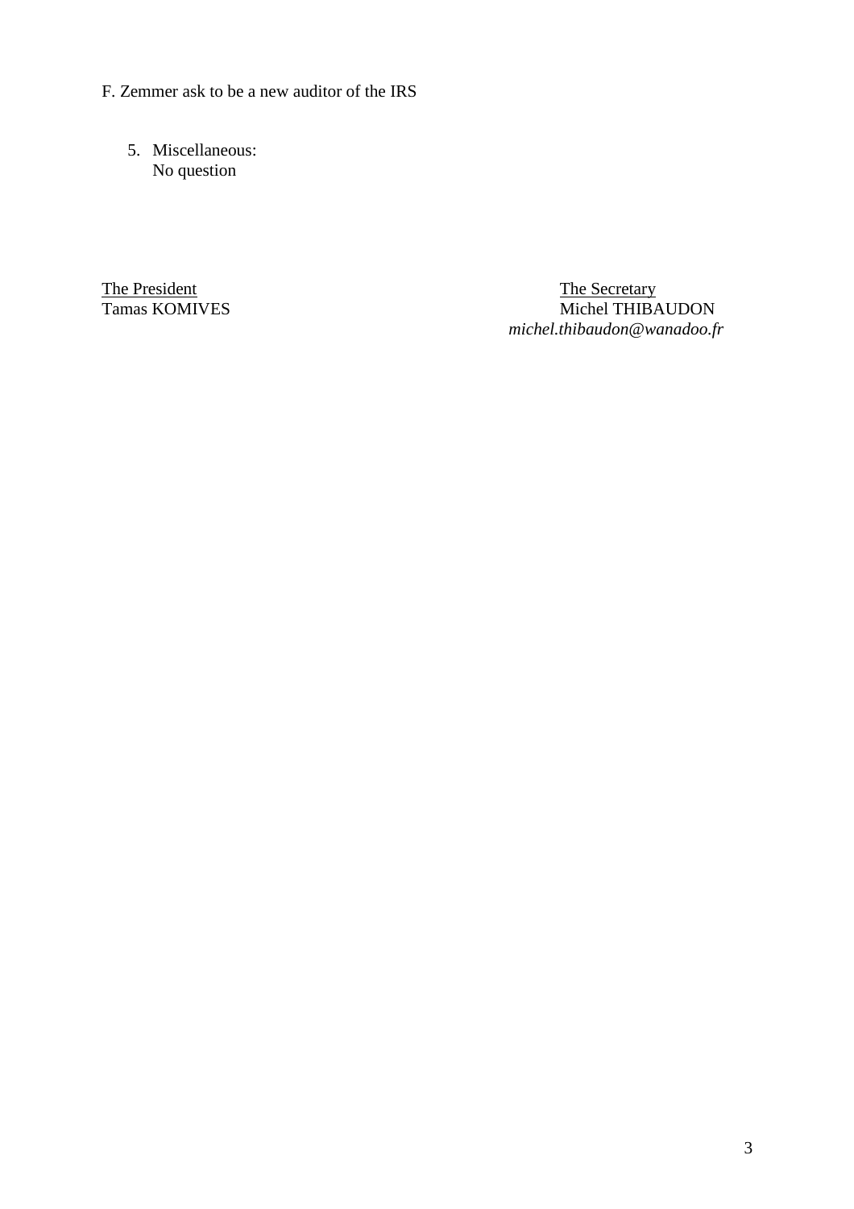F. Zemmer ask to be a new auditor of the IRS

5. Miscellaneous:
   No question

The President
Tamas KOMIVES

The Secretary
Michel THIBAUDON
*michel.thibaudon@wanadoo.fr*